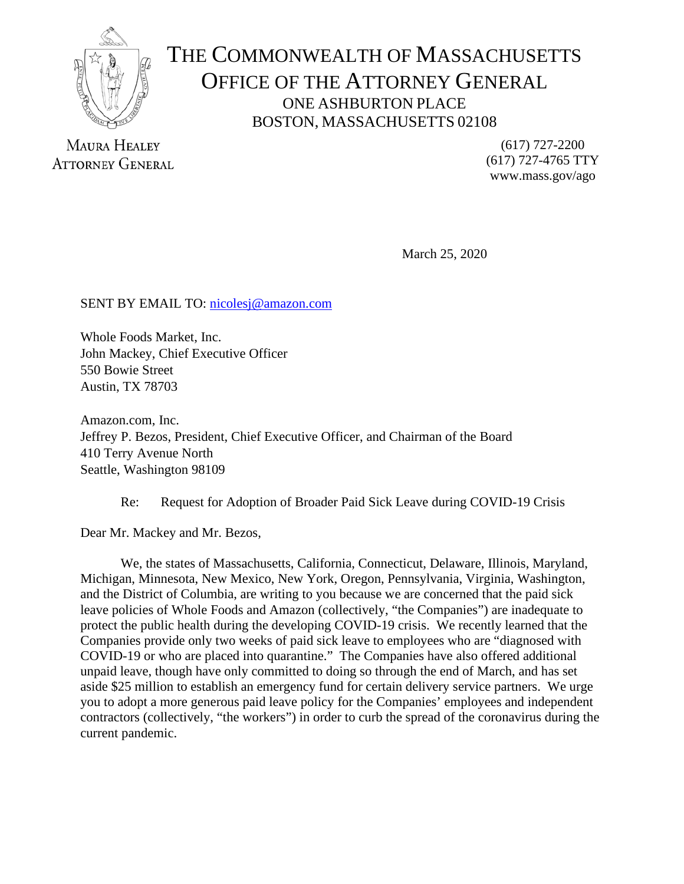# THE COMMONWEALTH OF MASSACHUSETTS
## OFFICE OF THE ATTORNEY GENERAL

ONE ASHBURTON PLACE
BOSTON, MASSACHUSETTS 02108

MAURA HEALEY
ATTORNEY GENERAL

(617) 727-2200
(617) 727-4765 TTY
www.mass.gov/ago

March 25, 2020

SENT BY EMAIL TO: nicolesj@amazon.com

Whole Foods Market, Inc.
John Mackey, Chief Executive Officer
550 Bowie Street
Austin, TX 78703

Amazon.com, Inc.
Jeffrey P. Bezos, President, Chief Executive Officer, and Chairman of the Board
410 Terry Avenue North
Seattle, Washington 98109

Re: Request for Adoption of Broader Paid Sick Leave during COVID-19 Crisis

Dear Mr. Mackey and Mr. Bezos,

We, the states of Massachusetts, California, Connecticut, Delaware, Illinois, Maryland, Michigan, Minnesota, New Mexico, New York, Oregon, Pennsylvania, Virginia, Washington, and the District of Columbia, are writing to you because we are concerned that the paid sick leave policies of Whole Foods and Amazon (collectively, "the Companies") are inadequate to protect the public health during the developing COVID-19 crisis. We recently learned that the Companies provide only two weeks of paid sick leave to employees who are "diagnosed with COVID-19 or who are placed into quarantine." The Companies have also offered additional unpaid leave, though have only committed to doing so through the end of March, and has set aside $25 million to establish an emergency fund for certain delivery service partners. We urge you to adopt a more generous paid leave policy for the Companies' employees and independent contractors (collectively, "the workers") in order to curb the spread of the coronavirus during the current pandemic.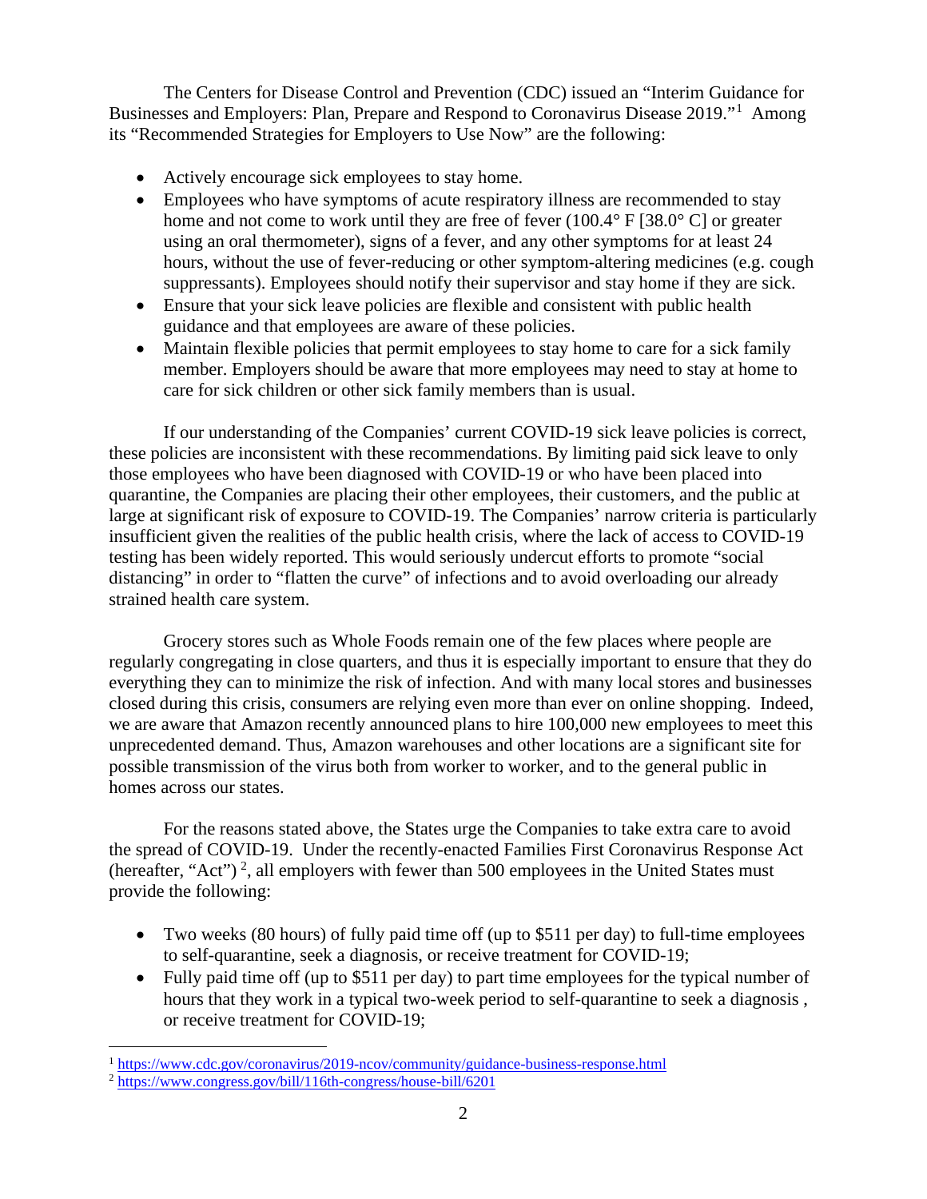The Centers for Disease Control and Prevention (CDC) issued an "Interim Guidance for Businesses and Employers: Plan, Prepare and Respond to Coronavirus Disease 2019."[1] Among its "Recommended Strategies for Employers to Use Now" are the following:

- Actively encourage sick employees to stay home.
- Employees who have symptoms of acute respiratory illness are recommended to stay home and not come to work until they are free of fever (100.4° F [38.0° C] or greater using an oral thermometer), signs of a fever, and any other symptoms for at least 24 hours, without the use of fever-reducing or other symptom-altering medicines (e.g. cough suppressants). Employees should notify their supervisor and stay home if they are sick.
- Ensure that your sick leave policies are flexible and consistent with public health guidance and that employees are aware of these policies.
- Maintain flexible policies that permit employees to stay home to care for a sick family member. Employers should be aware that more employees may need to stay at home to care for sick children or other sick family members than is usual.

If our understanding of the Companies' current COVID-19 sick leave policies is correct, these policies are inconsistent with these recommendations. By limiting paid sick leave to only those employees who have been diagnosed with COVID-19 or who have been placed into quarantine, the Companies are placing their other employees, their customers, and the public at large at significant risk of exposure to COVID-19. The Companies' narrow criteria is particularly insufficient given the realities of the public health crisis, where the lack of access to COVID-19 testing has been widely reported. This would seriously undercut efforts to promote "social distancing" in order to "flatten the curve" of infections and to avoid overloading our already strained health care system.

Grocery stores such as Whole Foods remain one of the few places where people are regularly congregating in close quarters, and thus it is especially important to ensure that they do everything they can to minimize the risk of infection. And with many local stores and businesses closed during this crisis, consumers are relying even more than ever on online shopping. Indeed, we are aware that Amazon recently announced plans to hire 100,000 new employees to meet this unprecedented demand. Thus, Amazon warehouses and other locations are a significant site for possible transmission of the virus both from worker to worker, and to the general public in homes across our states.

For the reasons stated above, the States urge the Companies to take extra care to avoid the spread of COVID-19. Under the recently-enacted Families First Coronavirus Response Act (hereafter, "Act")[2], all employers with fewer than 500 employees in the United States must provide the following:

- Two weeks (80 hours) of fully paid time off (up to $511 per day) to full-time employees to self-quarantine, seek a diagnosis, or receive treatment for COVID-19;
- Fully paid time off (up to $511 per day) to part time employees for the typical number of hours that they work in a typical two-week period to self-quarantine to seek a diagnosis , or receive treatment for COVID-19;

---

[1] https://www.cdc.gov/coronavirus/2019-ncov/community/guidance-business-response.html

[2] https://www.congress.gov/bill/116th-congress/house-bill/6201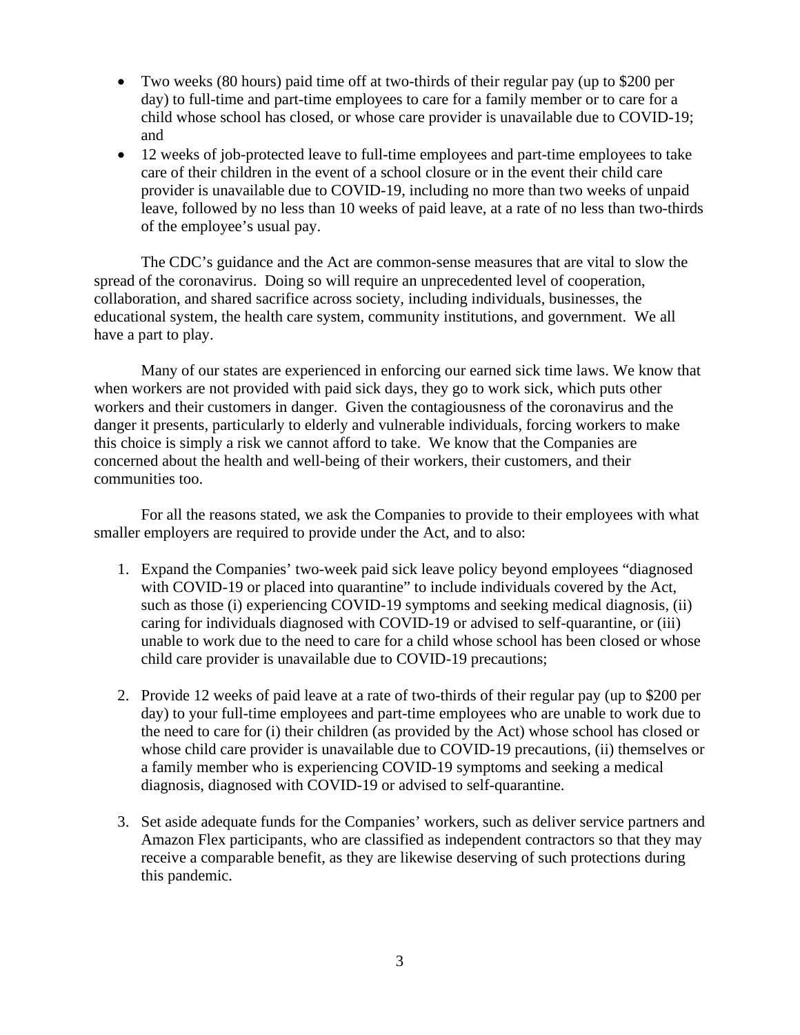- Two weeks (80 hours) paid time off at two-thirds of their regular pay (up to $200 per day) to full-time and part-time employees to care for a family member or to care for a child whose school has closed, or whose care provider is unavailable due to COVID-19; and
- 12 weeks of job-protected leave to full-time employees and part-time employees to take care of their children in the event of a school closure or in the event their child care provider is unavailable due to COVID-19, including no more than two weeks of unpaid leave, followed by no less than 10 weeks of paid leave, at a rate of no less than two-thirds of the employee's usual pay.

The CDC's guidance and the Act are common-sense measures that are vital to slow the spread of the coronavirus. Doing so will require an unprecedented level of cooperation, collaboration, and shared sacrifice across society, including individuals, businesses, the educational system, the health care system, community institutions, and government. We all have a part to play.

Many of our states are experienced in enforcing our earned sick time laws. We know that when workers are not provided with paid sick days, they go to work sick, which puts other workers and their customers in danger. Given the contagiousness of the coronavirus and the danger it presents, particularly to elderly and vulnerable individuals, forcing workers to make this choice is simply a risk we cannot afford to take. We know that the Companies are concerned about the health and well-being of their workers, their customers, and their communities too.

For all the reasons stated, we ask the Companies to provide to their employees with what smaller employers are required to provide under the Act, and to also:

1. Expand the Companies' two-week paid sick leave policy beyond employees "diagnosed with COVID-19 or placed into quarantine" to include individuals covered by the Act, such as those (i) experiencing COVID-19 symptoms and seeking medical diagnosis, (ii) caring for individuals diagnosed with COVID-19 or advised to self-quarantine, or (iii) unable to work due to the need to care for a child whose school has been closed or whose child care provider is unavailable due to COVID-19 precautions;

2. Provide 12 weeks of paid leave at a rate of two-thirds of their regular pay (up to $200 per day) to your full-time employees and part-time employees who are unable to work due to the need to care for (i) their children (as provided by the Act) whose school has closed or whose child care provider is unavailable due to COVID-19 precautions, (ii) themselves or a family member who is experiencing COVID-19 symptoms and seeking a medical diagnosis, diagnosed with COVID-19 or advised to self-quarantine.

3. Set aside adequate funds for the Companies' workers, such as deliver service partners and Amazon Flex participants, who are classified as independent contractors so that they may receive a comparable benefit, as they are likewise deserving of such protections during this pandemic.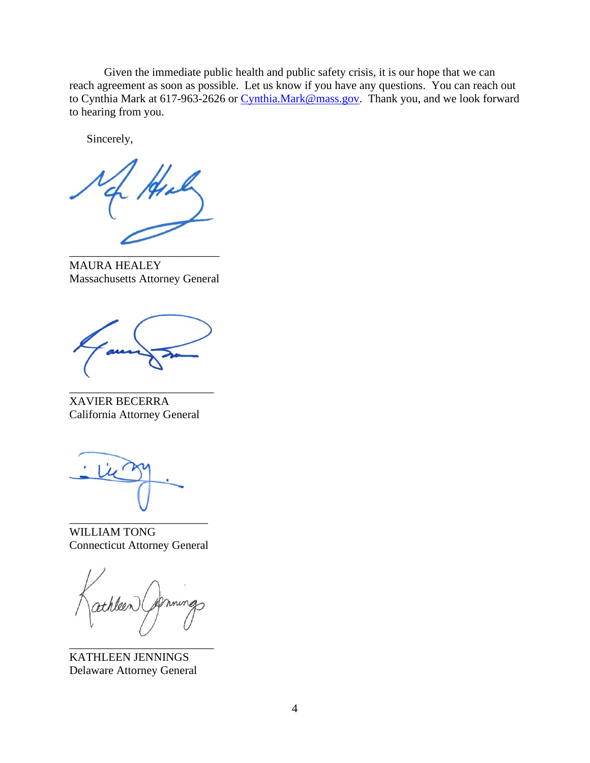Given the immediate public health and public safety crisis, it is our hope that we can reach agreement as soon as possible. Let us know if you have any questions. You can reach out to Cynthia Mark at 617-963-2626 or [Cynthia.Mark@mass.gov](mailto:Cynthia.Mark@mass.gov). Thank you, and we look forward to hearing from you.

Sincerely,

\_\_\_\_\_\_\_\_\_\_\_\_\_\_\_\_\_\_\_\_\_\_\_\_\_\_\_\_

MAURA HEALEY
Massachusetts Attorney General

\_\_\_\_\_\_\_\_\_\_\_\_\_\_\_\_\_\_\_\_\_\_\_\_\_\_\_\_

XAVIER BECERRA
California Attorney General

\_\_\_\_\_\_\_\_\_\_\_\_\_\_\_\_\_\_\_\_\_\_\_\_\_\_\_\_

WILLIAM TONG
Connecticut Attorney General

\_\_\_\_\_\_\_\_\_\_\_\_\_\_\_\_\_\_\_\_\_\_\_\_\_\_\_\_

KATHLEEN JENNINGS
Delaware Attorney General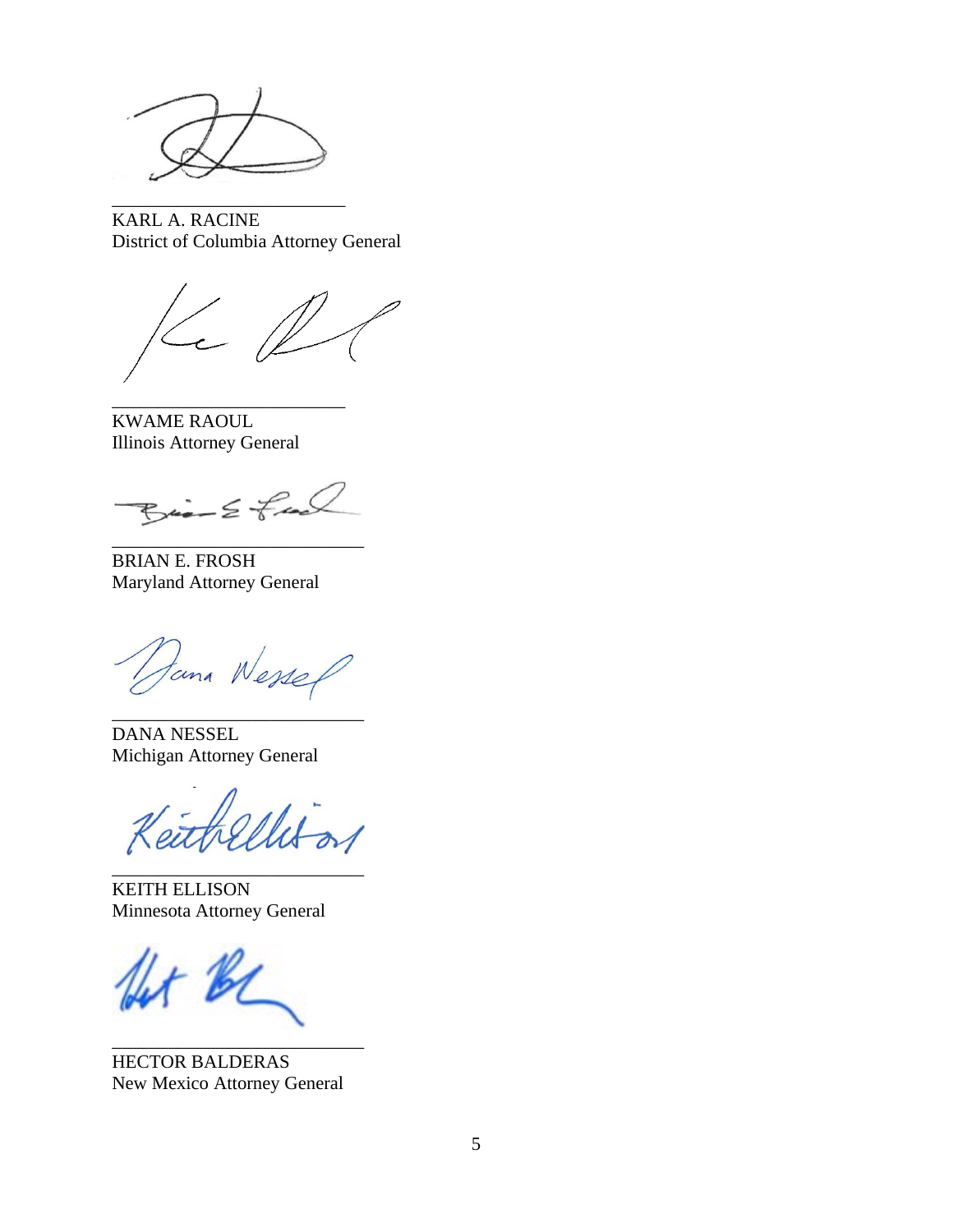\_\_\_\_\_\_\_\_\_\_\_\_\_\_\_\_\_\_\_\_\_\_\_\_\_\_

KARL A. RACINE
District of Columbia Attorney General

\_\_\_\_\_\_\_\_\_\_\_\_\_\_\_\_\_\_\_\_\_\_\_\_\_\_

KWAME RAOUL
Illinois Attorney General

\_\_\_\_\_\_\_\_\_\_\_\_\_\_\_\_\_\_\_\_\_\_\_\_\_\_

BRIAN E. FROSH
Maryland Attorney General

\_\_\_\_\_\_\_\_\_\_\_\_\_\_\_\_\_\_\_\_\_\_\_\_\_\_

DANA NESSEL
Michigan Attorney General

\_\_\_\_\_\_\_\_\_\_\_\_\_\_\_\_\_\_\_\_\_\_\_\_\_\_

KEITH ELLISON
Minnesota Attorney General

\_\_\_\_\_\_\_\_\_\_\_\_\_\_\_\_\_\_\_\_\_\_\_\_\_\_

HECTOR BALDERAS
New Mexico Attorney General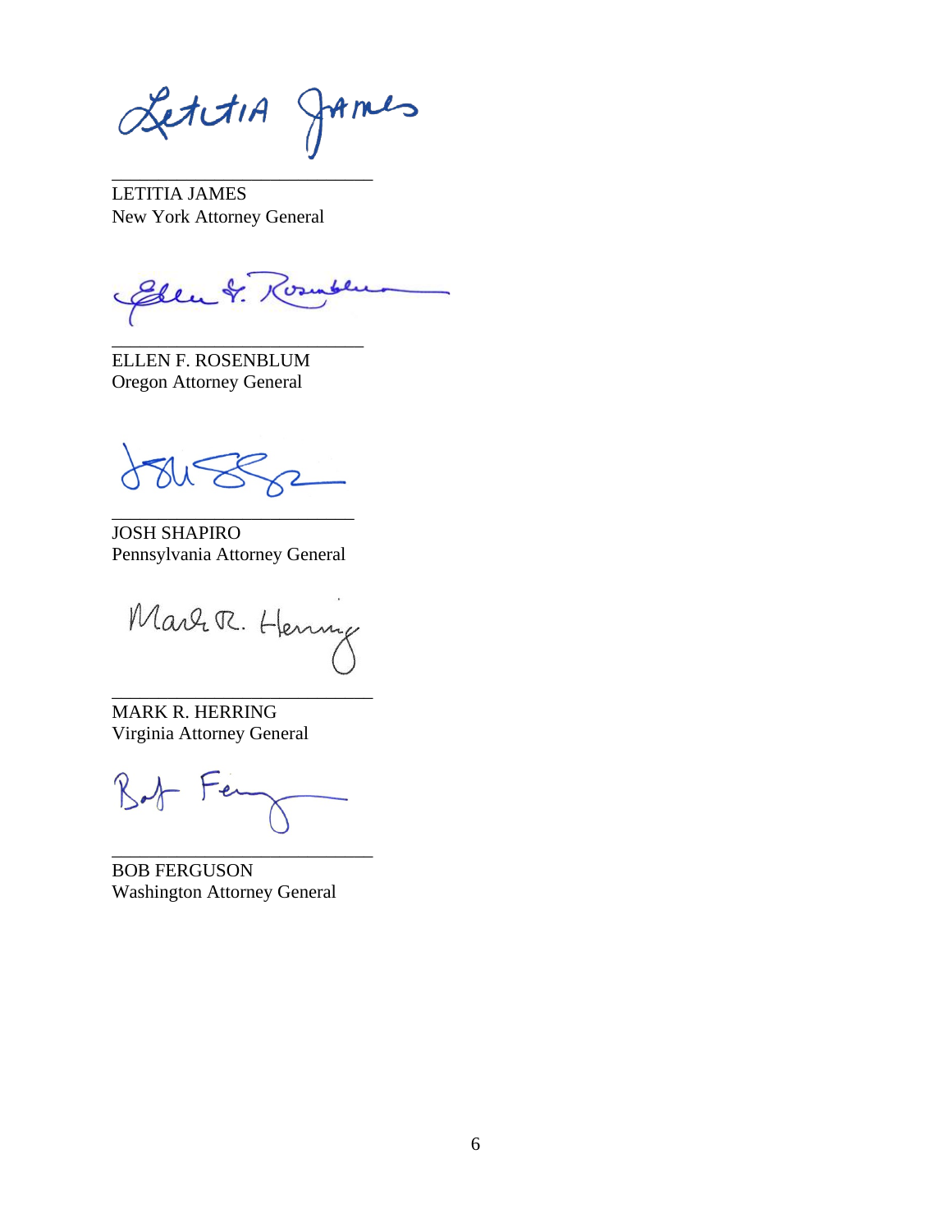LETITIA JAMES
New York Attorney General

ELLEN F. ROSENBLUM
Oregon Attorney General

JOSH SHAPIRO
Pennsylvania Attorney General

MARK R. HERRING
Virginia Attorney General

BOB FERGUSON
Washington Attorney General